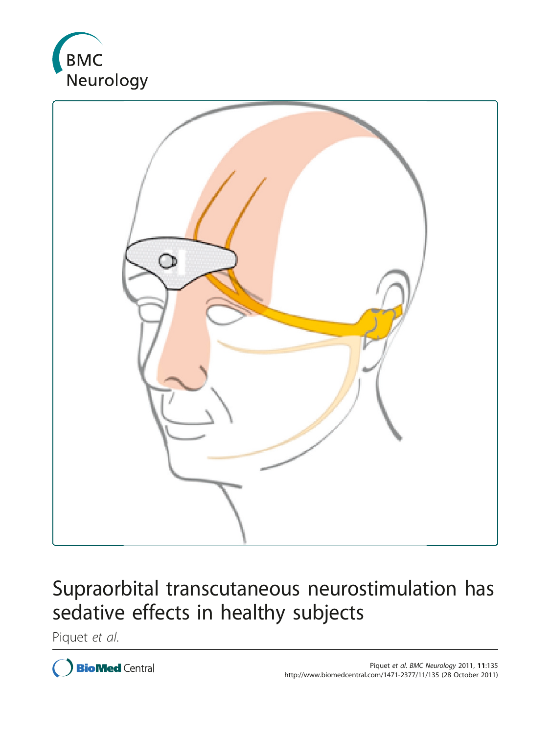BMC Neurology

# Supraorbital transcutaneous neurostimulation has sedative effects in healthy subjects

Piquet *et al.*

BioMed Central

Piquet *et al. BMC Neurology* 2011, **11**:135
http://www.biomedcentral.com/1471-2377/11/135 (28 October 2011)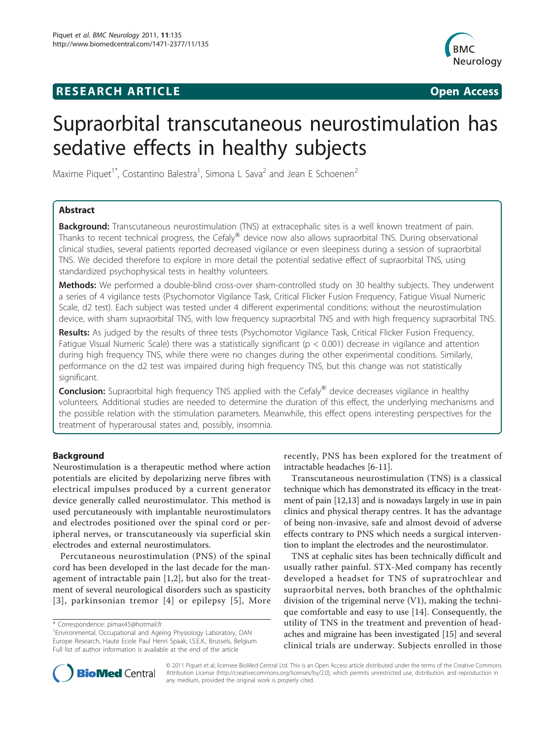# Supraorbital transcutaneous neurostimulation has sedative effects in healthy subjects

Maxime Piquet[1*], Costantino Balestra[1], Simona L Sava[2] and Jean E Schoenen[2]

## Abstract

**Background:** Transcutaneous neurostimulation (TNS) at extracephalic sites is a well known treatment of pain. Thanks to recent technical progress, the Cefaly® device now also allows supraorbital TNS. During observational clinical studies, several patients reported decreased vigilance or even sleepiness during a session of supraorbital TNS. We decided therefore to explore in more detail the potential sedative effect of supraorbital TNS, using standardized psychophysical tests in healthy volunteers.

**Methods:** We performed a double-blind cross-over sham-controlled study on 30 healthy subjects. They underwent a series of 4 vigilance tests (Psychomotor Vigilance Task, Critical Flicker Fusion Frequency, Fatigue Visual Numeric Scale, d2 test). Each subject was tested under 4 different experimental conditions: without the neurostimulation device, with sham supraorbital TNS, with low frequency supraorbital TNS and with high frequency supraorbital TNS.

**Results:** As judged by the results of three tests (Psychomotor Vigilance Task, Critical Flicker Fusion Frequency, Fatigue Visual Numeric Scale) there was a statistically significant ($p < 0.001$) decrease in vigilance and attention during high frequency TNS, while there were no changes during the other experimental conditions. Similarly, performance on the d2 test was impaired during high frequency TNS, but this change was not statistically significant.

**Conclusion:** Supraorbital high frequency TNS applied with the Cefaly® device decreases vigilance in healthy volunteers. Additional studies are needed to determine the duration of this effect, the underlying mechanisms and the possible relation with the stimulation parameters. Meanwhile, this effect opens interesting perspectives for the treatment of hyperarousal states and, possibly, insomnia.

## Background

Neurostimulation is a therapeutic method where action potentials are elicited by depolarizing nerve fibres with electrical impulses produced by a current generator device generally called neurostimulator. This method is used percutaneously with implantable neurostimulators and electrodes positioned over the spinal cord or peripheral nerves, or transcutaneously via superficial skin electrodes and external neurostimulators.

Percutaneous neurostimulation (PNS) of the spinal cord has been developed in the last decade for the management of intractable pain [1,2], but also for the treatment of several neurological disorders such as spasticity [3], parkinsonian tremor [4] or epilepsy [5], More recently, PNS has been explored for the treatment of intractable headaches [6-11].

Transcutaneous neurostimulation (TNS) is a classical technique which has demonstrated its efficacy in the treatment of pain [12,13] and is nowadays largely in use in pain clinics and physical therapy centres. It has the advantage of being non-invasive, safe and almost devoid of adverse effects contrary to PNS which needs a surgical intervention to implant the electrodes and the neurostimulator.

TNS at cephalic sites has been technically difficult and usually rather painful. STX-Med company has recently developed a headset for TNS of supratrochlear and supraorbital nerves, both branches of the ophthalmic division of the trigeminal nerve (V1), making the technique comfortable and easy to use [14]. Consequently, the utility of TNS in the treatment and prevention of headaches and migraine has been investigated [15] and several clinical trials are underway. Subjects enrolled in those

\* Correspondence: pimax45@hotmail.fr

[1]Environmental, Occupational and Ageing Physiology Laboratory, DAN Europe Research, Haute Ecole Paul Henri Spaak, I.S.E.K., Brussels, Belgium

Full list of author information is available at the end of the article

© 2011 Piquet et al; licensee BioMed Central Ltd. This is an Open Access article distributed under the terms of the Creative Commons Attribution License (http://creativecommons.org/licenses/by/2.0), which permits unrestricted use, distribution, and reproduction in any medium, provided the original work is properly cited.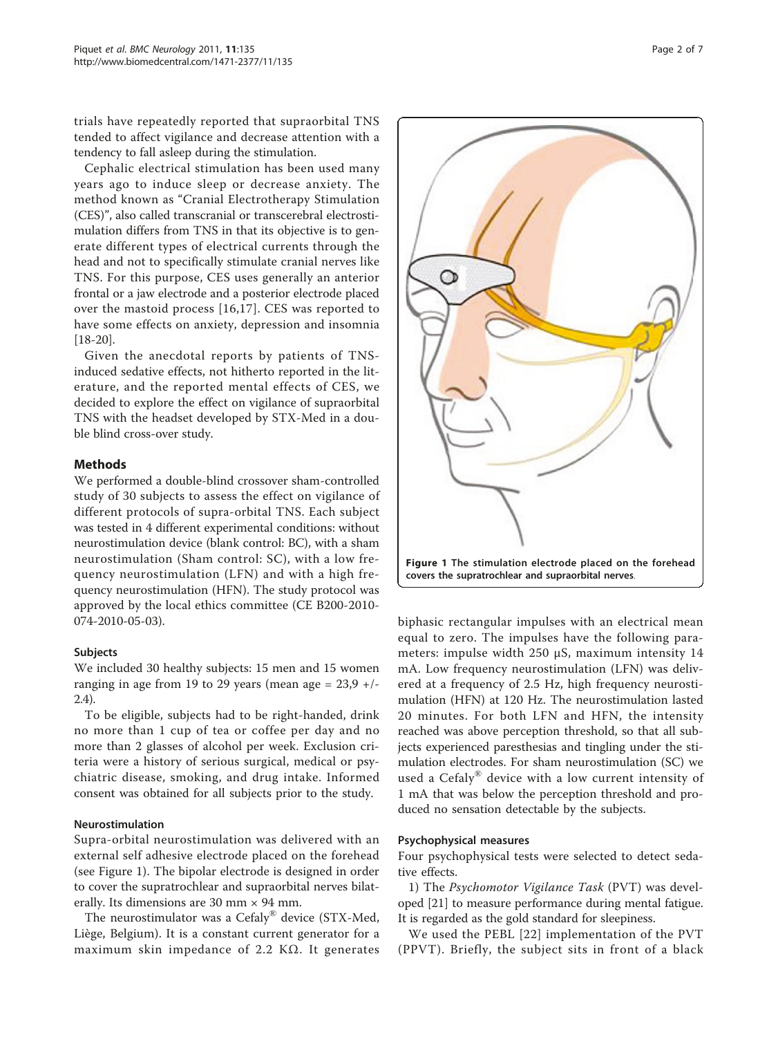trials have repeatedly reported that supraorbital TNS tended to affect vigilance and decrease attention with a tendency to fall asleep during the stimulation.

Cephalic electrical stimulation has been used many years ago to induce sleep or decrease anxiety. The method known as "Cranial Electrotherapy Stimulation (CES)", also called transcranial or transcerebral electrostimulation differs from TNS in that its objective is to generate different types of electrical currents through the head and not to specifically stimulate cranial nerves like TNS. For this purpose, CES uses generally an anterior frontal or a jaw electrode and a posterior electrode placed over the mastoid process [16,17]. CES was reported to have some effects on anxiety, depression and insomnia [18-20].

Given the anecdotal reports by patients of TNS-induced sedative effects, not hitherto reported in the literature, and the reported mental effects of CES, we decided to explore the effect on vigilance of supraorbital TNS with the headset developed by STX-Med in a double blind cross-over study.

## Methods

We performed a double-blind crossover sham-controlled study of 30 subjects to assess the effect on vigilance of different protocols of supra-orbital TNS. Each subject was tested in 4 different experimental conditions: without neurostimulation device (blank control: BC), with a sham neurostimulation (Sham control: SC), with a low frequency neurostimulation (LFN) and with a high frequency neurostimulation (HFN). The study protocol was approved by the local ethics committee (CE B200-2010-074-2010-05-03).

### Subjects

We included 30 healthy subjects: 15 men and 15 women ranging in age from 19 to 29 years (mean age = 23,9 +/- 2.4).

To be eligible, subjects had to be right-handed, drink no more than 1 cup of tea or coffee per day and no more than 2 glasses of alcohol per week. Exclusion criteria were a history of serious surgical, medical or psychiatric disease, smoking, and drug intake. Informed consent was obtained for all subjects prior to the study.

### Neurostimulation

Supra-orbital neurostimulation was delivered with an external self adhesive electrode placed on the forehead (see Figure 1). The bipolar electrode is designed in order to cover the supratrochlear and supraorbital nerves bilaterally. Its dimensions are 30 mm × 94 mm.

The neurostimulator was a Cefaly® device (STX-Med, Liège, Belgium). It is a constant current generator for a maximum skin impedance of 2.2 KΩ. It generates biphasic rectangular impulses with an electrical mean equal to zero. The impulses have the following parameters: impulse width 250 μS, maximum intensity 14 mA. Low frequency neurostimulation (LFN) was delivered at a frequency of 2.5 Hz, high frequency neurostimulation (HFN) at 120 Hz. The neurostimulation lasted 20 minutes. For both LFN and HFN, the intensity reached was above perception threshold, so that all subjects experienced paresthesias and tingling under the stimulation electrodes. For sham neurostimulation (SC) we used a Cefaly® device with a low current intensity of 1 mA that was below the perception threshold and produced no sensation detectable by the subjects.

**Figure 1 The stimulation electrode placed on the forehead covers the supratrochlear and supraorbital nerves.**

### Psychophysical measures

Four psychophysical tests were selected to detect sedative effects.

1) The *Psychomotor Vigilance Task* (PVT) was developed [21] to measure performance during mental fatigue. It is regarded as the gold standard for sleepiness.

We used the PEBL [22] implementation of the PVT (PPVT). Briefly, the subject sits in front of a black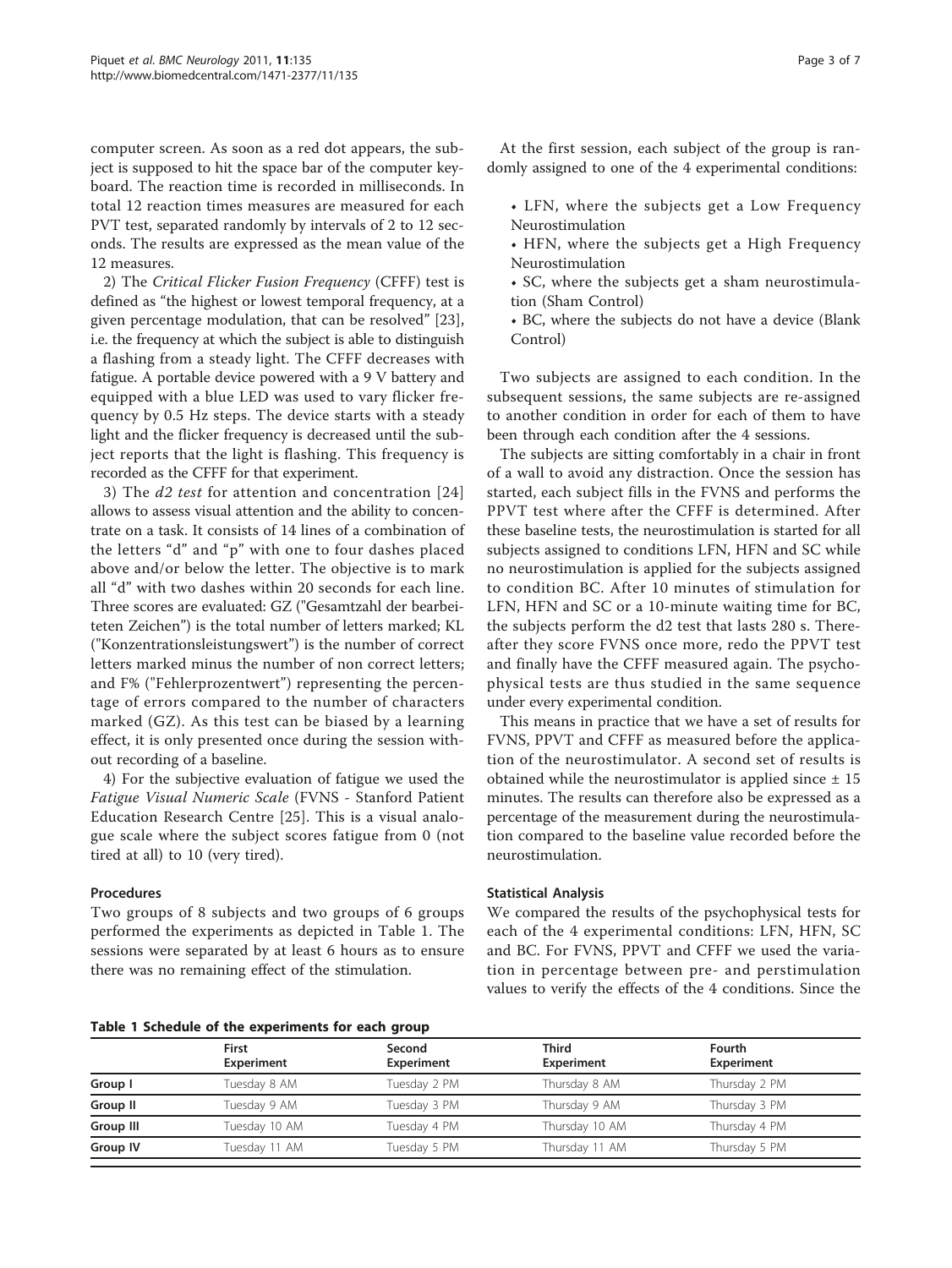computer screen. As soon as a red dot appears, the subject is supposed to hit the space bar of the computer keyboard. The reaction time is recorded in milliseconds. In total 12 reaction times measures are measured for each PVT test, separated randomly by intervals of 2 to 12 seconds. The results are expressed as the mean value of the 12 measures.

2) The *Critical Flicker Fusion Frequency* (CFFF) test is defined as "the highest or lowest temporal frequency, at a given percentage modulation, that can be resolved" [23], i.e. the frequency at which the subject is able to distinguish a flashing from a steady light. The CFFF decreases with fatigue. A portable device powered with a 9 V battery and equipped with a blue LED was used to vary flicker frequency by 0.5 Hz steps. The device starts with a steady light and the flicker frequency is decreased until the subject reports that the light is flashing. This frequency is recorded as the CFFF for that experiment.

3) The *d2 test* for attention and concentration [24] allows to assess visual attention and the ability to concentrate on a task. It consists of 14 lines of a combination of the letters "d" and "p" with one to four dashes placed above and/or below the letter. The objective is to mark all "d" with two dashes within 20 seconds for each line. Three scores are evaluated: GZ ("Gesamtzahl der bearbeiteten Zeichen") is the total number of letters marked; KL ("Konzentrationsleistungswert") is the number of correct letters marked minus the number of non correct letters; and F% ("Fehlerprozentwert") representing the percentage of errors compared to the number of characters marked (GZ). As this test can be biased by a learning effect, it is only presented once during the session without recording of a baseline.

4) For the subjective evaluation of fatigue we used the *Fatigue Visual Numeric Scale* (FVNS - Stanford Patient Education Research Centre [25]. This is a visual analogue scale where the subject scores fatigue from 0 (not tired at all) to 10 (very tired).

### Procedures

Two groups of 8 subjects and two groups of 6 groups performed the experiments as depicted in Table 1. The sessions were separated by at least 6 hours as to ensure there was no remaining effect of the stimulation.

At the first session, each subject of the group is randomly assigned to one of the 4 experimental conditions:

- LFN, where the subjects get a Low Frequency Neurostimulation
- HFN, where the subjects get a High Frequency Neurostimulation
- SC, where the subjects get a sham neurostimulation (Sham Control)
- BC, where the subjects do not have a device (Blank Control)

Two subjects are assigned to each condition. In the subsequent sessions, the same subjects are re-assigned to another condition in order for each of them to have been through each condition after the 4 sessions.

The subjects are sitting comfortably in a chair in front of a wall to avoid any distraction. Once the session has started, each subject fills in the FVNS and performs the PPVT test where after the CFFF is determined. After these baseline tests, the neurostimulation is started for all subjects assigned to conditions LFN, HFN and SC while no neurostimulation is applied for the subjects assigned to condition BC. After 10 minutes of stimulation for LFN, HFN and SC or a 10-minute waiting time for BC, the subjects perform the d2 test that lasts 280 s. Thereafter they score FVNS once more, redo the PPVT test and finally have the CFFF measured again. The psychophysical tests are thus studied in the same sequence under every experimental condition.

This means in practice that we have a set of results for FVNS, PPVT and CFFF as measured before the application of the neurostimulator. A second set of results is obtained while the neurostimulator is applied since ± 15 minutes. The results can therefore also be expressed as a percentage of the measurement during the neurostimulation compared to the baseline value recorded before the neurostimulation.

### Statistical Analysis

We compared the results of the psychophysical tests for each of the 4 experimental conditions: LFN, HFN, SC and BC. For FVNS, PPVT and CFFF we used the variation in percentage between pre- and perstimulation values to verify the effects of the 4 conditions. Since the

**Table 1 Schedule of the experiments for each group**

| | First Experiment | Second Experiment | Third Experiment | Fourth Experiment |
|---|---|---|---|---|
| **Group I** | Tuesday 8 AM | Tuesday 2 PM | Thursday 8 AM | Thursday 2 PM |
| **Group II** | Tuesday 9 AM | Tuesday 3 PM | Thursday 9 AM | Thursday 3 PM |
| **Group III** | Tuesday 10 AM | Tuesday 4 PM | Thursday 10 AM | Thursday 4 PM |
| **Group IV** | Tuesday 11 AM | Tuesday 5 PM | Thursday 11 AM | Thursday 5 PM |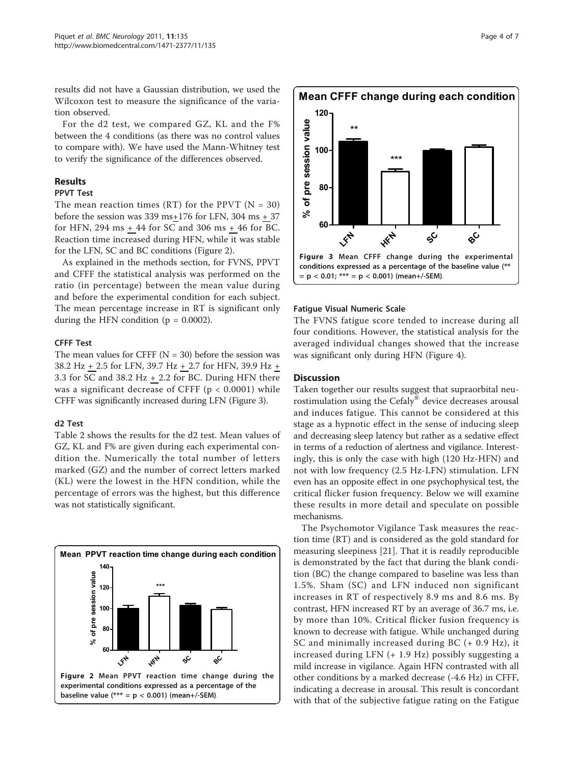results did not have a Gaussian distribution, we used the Wilcoxon test to measure the significance of the variation observed.

For the d2 test, we compared GZ, KL and the F% between the 4 conditions (as there was no control values to compare with). We have used the Mann-Whitney test to verify the significance of the differences observed.

## Results

### PPVT Test

The mean reaction times (RT) for the PPVT (N = 30) before the session was 339 ms±176 for LFN, 304 ms ± 37 for HFN, 294 ms ± 44 for SC and 306 ms ± 46 for BC. Reaction time increased during HFN, while it was stable for the LFN, SC and BC conditions (Figure 2).

As explained in the methods section, for FVNS, PPVT and CFFF the statistical analysis was performed on the ratio (in percentage) between the mean value during and before the experimental condition for each subject. The mean percentage increase in RT is significant only during the HFN condition ($p = 0.0002$).

### CFFF Test

The mean values for CFFF (N = 30) before the session was 38.2 Hz ± 2.5 for LFN, 39.7 Hz ± 2.7 for HFN, 39.9 Hz ± 3.3 for SC and 38.2 Hz ± 2.2 for BC. During HFN there was a significant decrease of CFFF ($p < 0.0001$) while CFFF was significantly increased during LFN (Figure 3).

### d2 Test

Table 2 shows the results for the d2 test. Mean values of GZ, KL and F% are given during each experimental condition the. Numerically the total number of letters marked (GZ) and the number of correct letters marked (KL) were the lowest in the HFN condition, while the percentage of errors was the highest, but this difference was not statistically significant.

**Figure 2 Mean PPVT reaction time change during the experimental conditions expressed as a percentage of the baseline value (*** = p < 0.001) (mean+/-SEM).**

**Figure 3 Mean CFFF change during the experimental conditions expressed as a percentage of the baseline value (** = p < 0.01; *** = p < 0.001) (mean+/-SEM).**

### Fatigue Visual Numeric Scale

The FVNS fatigue score tended to increase during all four conditions. However, the statistical analysis for the averaged individual changes showed that the increase was significant only during HFN (Figure 4).

## Discussion

Taken together our results suggest that supraorbital neurostimulation using the Cefaly® device decreases arousal and induces fatigue. This cannot be considered at this stage as a hypnotic effect in the sense of inducing sleep and decreasing sleep latency but rather as a sedative effect in terms of a reduction of alertness and vigilance. Interestingly, this is only the case with high (120 Hz-HFN) and not with low frequency (2.5 Hz-LFN) stimulation. LFN even has an opposite effect in one psychophysical test, the critical flicker fusion frequency. Below we will examine these results in more detail and speculate on possible mechanisms.

The Psychomotor Vigilance Task measures the reaction time (RT) and is considered as the gold standard for measuring sleepiness [21]. That it is readily reproducible is demonstrated by the fact that during the blank condition (BC) the change compared to baseline was less than 1.5%. Sham (SC) and LFN induced non significant increases in RT of respectively 8.9 ms and 8.6 ms. By contrast, HFN increased RT by an average of 36.7 ms, i.e. by more than 10%. Critical flicker fusion frequency is known to decrease with fatigue. While unchanged during SC and minimally increased during BC (+ 0.9 Hz), it increased during LFN (+ 1.9 Hz) possibly suggesting a mild increase in vigilance. Again HFN contrasted with all other conditions by a marked decrease (-4.6 Hz) in CFFF, indicating a decrease in arousal. This result is concordant with that of the subjective fatigue rating on the Fatigue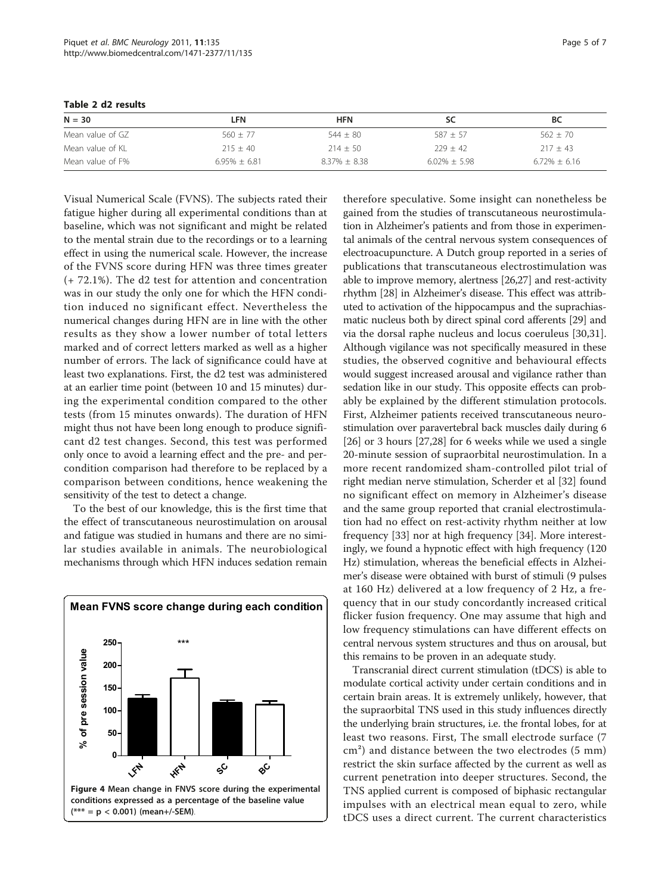**Table 2 d2 results**

| N = 30 | LFN | HFN | SC | BC |
|---|---|---|---|---|
| Mean value of GZ | 560 ± 77 | 544 ± 80 | 587 ± 57 | 562 ± 70 |
| Mean value of KL | 215 ± 40 | 214 ± 50 | 229 ± 42 | 217 ± 43 |
| Mean value of F% | 6.95% ± 6.81 | 8.37% ± 8.38 | 6.02% ± 5.98 | 6.72% ± 6.16 |

Visual Numerical Scale (FVNS). The subjects rated their fatigue higher during all experimental conditions than at baseline, which was not significant and might be related to the mental strain due to the recordings or to a learning effect in using the numerical scale. However, the increase of the FVNS score during HFN was three times greater (+ 72.1%). The d2 test for attention and concentration was in our study the only one for which the HFN condition induced no significant effect. Nevertheless the numerical changes during HFN are in line with the other results as they show a lower number of total letters marked and of correct letters marked as well as a higher number of errors. The lack of significance could have at least two explanations. First, the d2 test was administered at an earlier time point (between 10 and 15 minutes) during the experimental condition compared to the other tests (from 15 minutes onwards). The duration of HFN might thus not have been long enough to produce significant d2 test changes. Second, this test was performed only once to avoid a learning effect and the pre- and per-condition comparison had therefore to be replaced by a comparison between conditions, hence weakening the sensitivity of the test to detect a change.

To the best of our knowledge, this is the first time that the effect of transcutaneous neurostimulation on arousal and fatigue was studied in humans and there are no similar studies available in animals. The neurobiological mechanisms through which HFN induces sedation remain therefore speculative. Some insight can nonetheless be gained from the studies of transcutaneous neurostimulation in Alzheimer's patients and from those in experimental animals of the central nervous system consequences of electroacupuncture. A Dutch group reported in a series of publications that transcutaneous electrostimulation was able to improve memory, alertness [26,27] and rest-activity rhythm [28] in Alzheimer's disease. This effect was attributed to activation of the hippocampus and the suprachiasmatic nucleus both by direct spinal cord afferents [29] and via the dorsal raphe nucleus and locus coeruleus [30,31]. Although vigilance was not specifically measured in these studies, the observed cognitive and behavioural effects would suggest increased arousal and vigilance rather than sedation like in our study. This opposite effects can probably be explained by the different stimulation protocols. First, Alzheimer patients received transcutaneous neurostimulation over paravertebral back muscles daily during 6 [26] or 3 hours [27,28] for 6 weeks while we used a single 20-minute session of supraorbital neurostimulation. In a more recent randomized sham-controlled pilot trial of right median nerve stimulation, Scherder et al [32] found no significant effect on memory in Alzheimer's disease and the same group reported that cranial electrostimulation had no effect on rest-activity rhythm neither at low frequency [33] nor at high frequency [34]. More interestingly, we found a hypnotic effect with high frequency (120 Hz) stimulation, whereas the beneficial effects in Alzheimer's disease were obtained with burst of stimuli (9 pulses at 160 Hz) delivered at a low frequency of 2 Hz, a frequency that in our study concordantly increased critical flicker fusion frequency. One may assume that high and low frequency stimulations can have different effects on central nervous system structures and thus on arousal, but this remains to be proven in an adequate study.

Transcranial direct current stimulation (tDCS) is able to modulate cortical activity under certain conditions and in certain brain areas. It is extremely unlikely, however, that the supraorbital TNS used in this study influences directly the underlying brain structures, i.e. the frontal lobes, for at least two reasons. First, The small electrode surface (7 cm²) and distance between the two electrodes (5 mm) restrict the skin surface affected by the current as well as current penetration into deeper structures. Second, the TNS applied current is composed of biphasic rectangular impulses with an electrical mean equal to zero, while tDCS uses a direct current. The current characteristics

**Figure 4 Mean change in FNVS score during the experimental conditions expressed as a percentage of the baseline value (*** = p < 0.001) (mean+/-SEM).**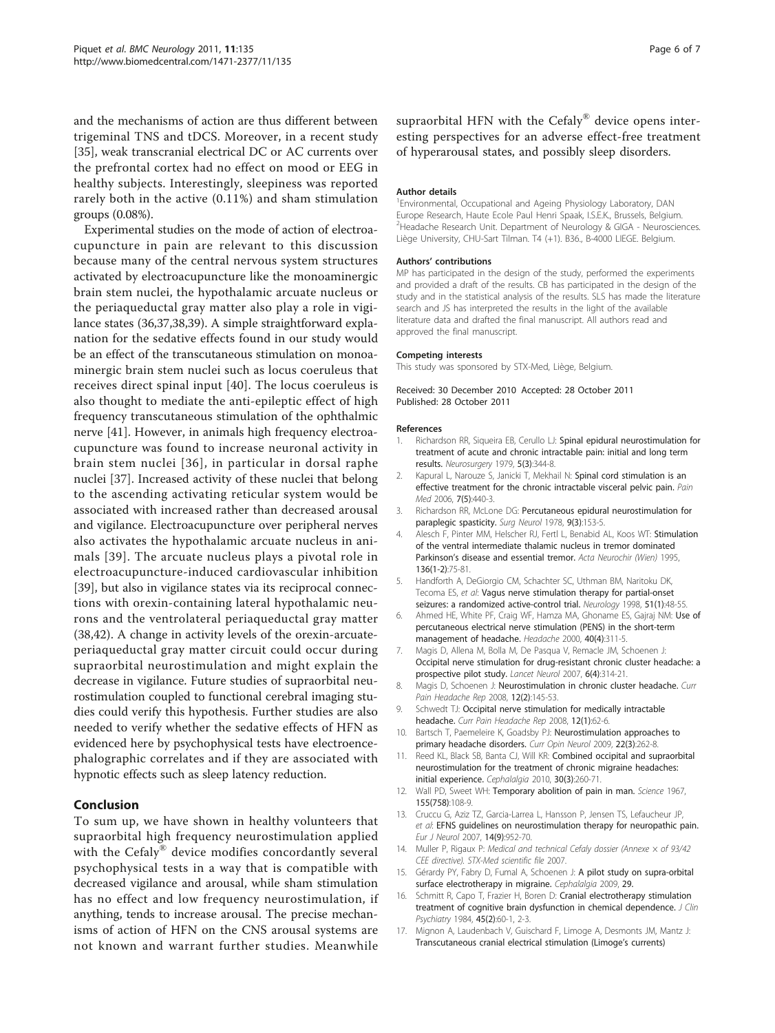and the mechanisms of action are thus different between trigeminal TNS and tDCS. Moreover, in a recent study [35], weak transcranial electrical DC or AC currents over the prefrontal cortex had no effect on mood or EEG in healthy subjects. Interestingly, sleepiness was reported rarely both in the active (0.11%) and sham stimulation groups (0.08%).

Experimental studies on the mode of action of electroacupuncture in pain are relevant to this discussion because many of the central nervous system structures activated by electroacupuncture like the monoaminergic brain stem nuclei, the hypothalamic arcuate nucleus or the periaqueductal gray matter also play a role in vigilance states (36,37,38,39). A simple straightforward explanation for the sedative effects found in our study would be an effect of the transcutaneous stimulation on monoaminergic brain stem nuclei such as locus coeruleus that receives direct spinal input [40]. The locus coeruleus is also thought to mediate the anti-epileptic effect of high frequency transcutaneous stimulation of the ophthalmic nerve [41]. However, in animals high frequency electroacupuncture was found to increase neuronal activity in brain stem nuclei [36], in particular in dorsal raphe nuclei [37]. Increased activity of these nuclei that belong to the ascending activating reticular system would be associated with increased rather than decreased arousal and vigilance. Electroacupuncture over peripheral nerves also activates the hypothalamic arcuate nucleus in animals [39]. The arcuate nucleus plays a pivotal role in electroacupuncture-induced cardiovascular inhibition [39], but also in vigilance states via its reciprocal connections with orexin-containing lateral hypothalamic neurons and the ventrolateral periaqueductal gray matter (38,42). A change in activity levels of the orexin-arcuate-periaqueductal gray matter circuit could occur during supraorbital neurostimulation and might explain the decrease in vigilance. Future studies of supraorbital neurostimulation coupled to functional cerebral imaging studies could verify this hypothesis. Further studies are also needed to verify whether the sedative effects of HFN as evidenced here by psychophysical tests have electroencephalographic correlates and if they are associated with hypnotic effects such as sleep latency reduction.

## Conclusion

To sum up, we have shown in healthy volunteers that supraorbital high frequency neurostimulation applied with the Cefaly® device modifies concordantly several psychophysical tests in a way that is compatible with decreased vigilance and arousal, while sham stimulation has no effect and low frequency neurostimulation, if anything, tends to increase arousal. The precise mechanisms of action of HFN on the CNS arousal systems are not known and warrant further studies. Meanwhile supraorbital HFN with the Cefaly® device opens interesting perspectives for an adverse effect-free treatment of hyperarousal states, and possibly sleep disorders.

#### Author details

[1]Environmental, Occupational and Ageing Physiology Laboratory, DAN Europe Research, Haute Ecole Paul Henri Spaak, I.S.E.K., Brussels, Belgium. [2]Headache Research Unit. Department of Neurology & GIGA - Neurosciences. Liège University, CHU-Sart Tilman. T4 (+1). B36., B-4000 LIEGE. Belgium.

#### Authors' contributions

MP has participated in the design of the study, performed the experiments and provided a draft of the results. CB has participated in the design of the study and in the statistical analysis of the results. SLS has made the literature search and JS has interpreted the results in the light of the available literature data and drafted the final manuscript. All authors read and approved the final manuscript.

#### Competing interests

This study was sponsored by STX-Med, Liège, Belgium.

Received: 30 December 2010 Accepted: 28 October 2011
Published: 28 October 2011

#### References

1. Richardson RR, Siqueira EB, Cerullo LJ: **Spinal epidural neurostimulation for treatment of acute and chronic intractable pain: initial and long term results.** *Neurosurgery* 1979, **5(3)**:344-8.
2. Kapural L, Narouze S, Janicki T, Mekhail N: **Spinal cord stimulation is an effective treatment for the chronic intractable visceral pelvic pain.** *Pain Med* 2006, **7(5)**:440-3.
3. Richardson RR, McLone DG: **Percutaneous epidural neurostimulation for paraplegic spasticity.** *Surg Neurol* 1978, **9(3)**:153-5.
4. Alesch F, Pinter MM, Helscher RJ, Fertl L, Benabid AL, Koos WT: **Stimulation of the ventral intermediate thalamic nucleus in tremor dominated Parkinson's disease and essential tremor.** *Acta Neurochir (Wien)* 1995, **136(1-2)**:75-81.
5. Handforth A, DeGiorgio CM, Schachter SC, Uthman BM, Naritoku DK, Tecoma ES, *et al*: **Vagus nerve stimulation therapy for partial-onset seizures: a randomized active-control trial.** *Neurology* 1998, **51(1)**:48-55.
6. Ahmed HE, White PF, Craig WF, Hamza MA, Ghoname ES, Gajraj NM: **Use of percutaneous electrical nerve stimulation (PENS) in the short-term management of headache.** *Headache* 2000, **40(4)**:311-5.
7. Magis D, Allena M, Bolla M, De Pasqua V, Remacle JM, Schoenen J: **Occipital nerve stimulation for drug-resistant chronic cluster headache: a prospective pilot study.** *Lancet Neurol* 2007, **6(4)**:314-21.
8. Magis D, Schoenen J: **Neurostimulation in chronic cluster headache.** *Curr Pain Headache Rep* 2008, **12(2)**:145-53.
9. Schwedt TJ: **Occipital nerve stimulation for medically intractable headache.** *Curr Pain Headache Rep* 2008, **12(1)**:62-6.
10. Bartsch T, Paemeleire K, Goadsby PJ: **Neurostimulation approaches to primary headache disorders.** *Curr Opin Neurol* 2009, **22(3)**:262-8.
11. Reed KL, Black SB, Banta CJ, Will KR: **Combined occipital and supraorbital neurostimulation for the treatment of chronic migraine headaches: initial experience.** *Cephalalgia* 2010, **30(3)**:260-71.
12. Wall PD, Sweet WH: **Temporary abolition of pain in man.** *Science* 1967, **155(758)**:108-9.
13. Cruccu G, Aziz TZ, Garcia-Larrea L, Hansson P, Jensen TS, Lefaucheur JP, *et al*: **EFNS guidelines on neurostimulation therapy for neuropathic pain.** *Eur J Neurol* 2007, **14(9)**:952-70.
14. Muller P, Rigaux P: *Medical and technical Cefaly dossier (Annexe × of 93/42 CEE directive). STX-Med scientific file* 2007.
15. Gérardy PY, Fabry D, Fumal A, Schoenen J: **A pilot study on supra-orbital surface electrotherapy in migraine.** *Cephalalgia* 2009, **29.**
16. Schmitt R, Capo T, Frazier H, Boren D: **Cranial electrotherapy stimulation treatment of cognitive brain dysfunction in chemical dependence.** *J Clin Psychiatry* 1984, **45(2)**:60-1, 2-3.
17. Mignon A, Laudenbach V, Guischard F, Limoge A, Desmonts JM, Mantz J: **Transcutaneous cranial electrical stimulation (Limoge's currents)**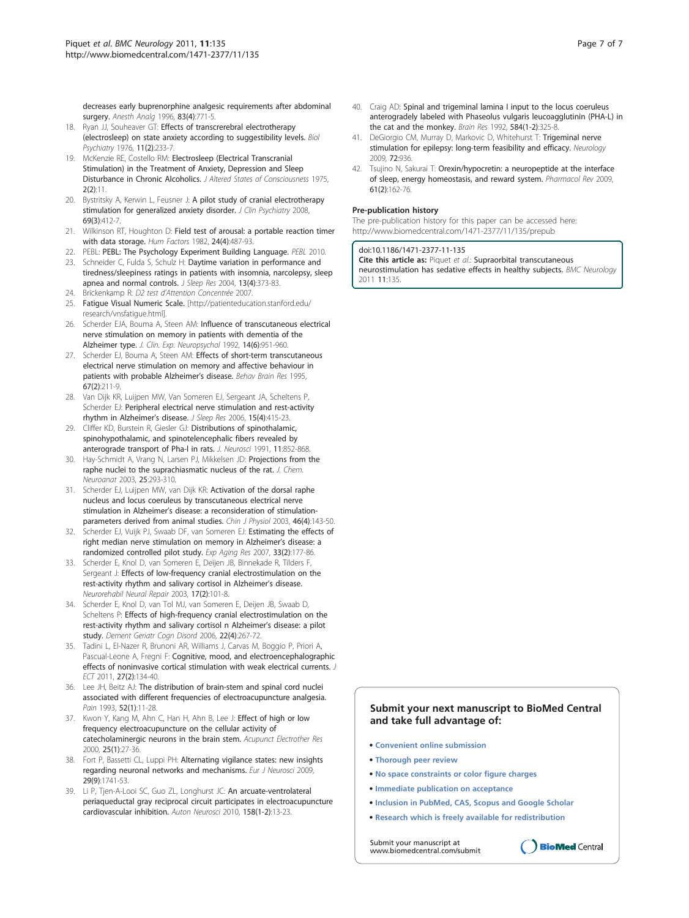decreases early buprenorphine analgesic requirements after abdominal surgery. *Anesth Analg* 1996, **83(4)**:771-5.

18. Ryan JJ, Souheaver GT: **Effects of transcrerebral electrotherapy (electrosleep) on state anxiety according to suggestibility levels.** *Biol Psychiatry* 1976, **11(2)**:233-7.
19. McKenzie RE, Costello RM: **Electrosleep (Electrical Transcranial Stimulation) in the Treatment of Anxiety, Depression and Sleep Disturbance in Chronic Alcoholics.** *J Altered States of Consciousness* 1975, **2(2)**:11.
20. Bystritsky A, Kerwin L, Feusner J: **A pilot study of cranial electrotherapy stimulation for generalized anxiety disorder.** *J Clin Psychiatry* 2008, **69(3)**:412-7.
21. Wilkinson RT, Houghton D: **Field test of arousal: a portable reaction timer with data storage.** *Hum Factors* 1982, **24(4)**:487-93.
22. PEBL: **PEBL: The Psychology Experiment Building Language.** *PEBL* 2010.
23. Schneider C, Fulda S, Schulz H: **Daytime variation in performance and tiredness/sleepiness ratings in patients with insomnia, narcolepsy, sleep apnea and normal controls.** *J Sleep Res* 2004, **13(4)**:373-83.
24. Brickenkamp R: *D2 test d'Attention Concentrée* 2007.
25. **Fatigue Visual Numeric Scale.** [http://patienteducation.stanford.edu/research/vnsfatigue.html].
26. Scherder EJA, Bouma A, Steen AM: **Influence of transcutaneous electrical nerve stimulation on memory in patients with dementia of the Alzheimer type.** *J. Clin. Exp. Neuropsychol* 1992, **14(6)**:951-960.
27. Scherder EJ, Bouma A, Steen AM: **Effects of short-term transcutaneous electrical nerve stimulation on memory and affective behaviour in patients with probable Alzheimer's disease.** *Behav Brain Res* 1995, **67(2)**:211-9.
28. Van Dijk KR, Luijpen MW, Van Someren EJ, Sergeant JA, Scheltens P, Scherder EJ: **Peripheral electrical nerve stimulation and rest-activity rhythm in Alzheimer's disease.** *J Sleep Res* 2006, **15(4)**:415-23.
29. Cliffer KD, Burstein R, Giesler GJ: **Distributions of spinothalamic, spinohypothalamic, and spinotelencephalic fibers revealed by anterograde transport of Pha-l in rats.** *J. Neurosci* 1991, **11**:852-868.
30. Hay-Schmidt A, Vrang N, Larsen PJ, Mikkelsen JD: **Projections from the raphe nuclei to the suprachiasmatic nucleus of the rat.** *J. Chem. Neuroanat* 2003, **25**:293-310.
31. Scherder EJ, Luijpen MW, van Dijk KR: **Activation of the dorsal raphe nucleus and locus coeruleus by transcutaneous electrical nerve stimulation in Alzheimer's disease: a reconsideration of stimulation-parameters derived from animal studies.** *Chin J Physiol* 2003, **46(4)**:143-50.
32. Scherder EJ, Vuijk PJ, Swaab DF, van Someren EJ: **Estimating the effects of right median nerve stimulation on memory in Alzheimer's disease: a randomized controlled pilot study.** *Exp Aging Res* 2007, **33(2)**:177-86.
33. Scherder E, Knol D, van Someren E, Deijen JB, Binnekade R, Tilders F, Sergeant J: **Effects of low-frequency cranial electrostimulation on the rest-activity rhythm and salivary cortisol in Alzheimer's disease.** *Neurorehabil Neural Repair* 2003, **17(2)**:101-8.
34. Scherder E, Knol D, van Tol MJ, van Someren E, Deijen JB, Swaab D, Scheltens P: **Effects of high-frequency cranial electrostimulation on the rest-activity rhythm and salivary cortisol n Alzheimer's disease: a pilot study.** *Dement Geriatr Cogn Disord* 2006, **22(4)**:267-72.
35. Tadini L, El-Nazer R, Brunoni AR, Williams J, Carvas M, Boggio P, Priori A, Pascual-Leone A, Fregni F: **Cognitive, mood, and electroencephalographic effects of noninvasive cortical stimulation with weak electrical currents.** *J ECT* 2011, **27(2)**:134-40.
36. Lee JH, Beitz AJ: **The distribution of brain-stem and spinal cord nuclei associated with different frequencies of electroacupuncture analgesia.** *Pain* 1993, **52(1)**:11-28.
37. Kwon Y, Kang M, Ahn C, Han H, Ahn B, Lee J: **Effect of high or low frequency electroacupuncture on the cellular activity of catecholaminergic neurons in the brain stem.** *Acupunct Electrother Res* 2000, **25(1)**:27-36.
38. Fort P, Bassetti CL, Luppi PH: **Alternating vigilance states: new insights regarding neuronal networks and mechanisms.** *Eur J Neurosci* 2009, **29(9)**:1741-53.
39. Li P, Tjen-A-Looi SC, Guo ZL, Longhurst JC: **An arcuate-ventrolateral periaqueductal gray reciprocal circuit participates in electroacupuncture cardiovascular inhibition.** *Auton Neurosci* 2010, **158(1-2)**:13-23.
40. Craig AD: **Spinal and trigeminal lamina I input to the locus coeruleus anterogradely labeled with Phaseolus vulgaris leucoagglutinin (PHA-L) in the cat and the monkey.** *Brain Res* 1992, **584(1-2)**:325-8.
41. DeGiorgio CM, Murray D, Markovic D, Whitehurst T: **Trigeminal nerve stimulation for epilepsy: long-term feasibility and efficacy.** *Neurology* 2009, **72**:936.
42. Tsujino N, Sakurai T: **Orexin/hypocretin: a neuropeptide at the interface of sleep, energy homeostasis, and reward system.** *Pharmacol Rev* 2009, **61(2)**:162-76.

## Pre-publication history

The pre-publication history for this paper can be accessed here: http://www.biomedcentral.com/1471-2377/11/135/prepub

doi:10.1186/1471-2377-11-135

**Cite this article as:** Piquet *et al.*: Supraorbital transcutaneous neurostimulation has sedative effects in healthy subjects. *BMC Neurology* 2011 **11**:135.

**Submit your next manuscript to BioMed Central and take full advantage of:**

- Convenient online submission
- Thorough peer review
- No space constraints or color figure charges
- Immediate publication on acceptance
- Inclusion in PubMed, CAS, Scopus and Google Scholar
- Research which is freely available for redistribution

Submit your manuscript at www.biomedcentral.com/submit

BioMed Central